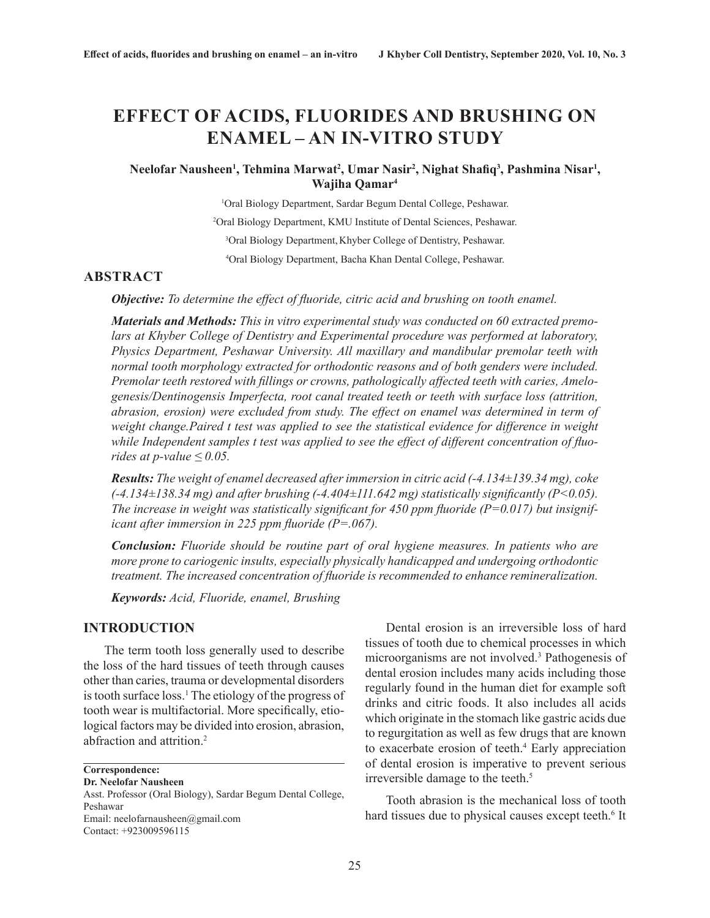# EFFECT OF ACIDS, FLUORIDES AND BRUSHING ON ENAMEL – AN IN-VITRO STUDY

**Neelofar Nausheen[1], Tehmina Marwat[2], Umar Nasir[2], Nighat Shafiq[3], Pashmina Nisar[1], Wajiha Qamar[4]**

[1]Oral Biology Department, Sardar Begum Dental College, Peshawar.

[2]Oral Biology Department, KMU Institute of Dental Sciences, Peshawar.

[3]Oral Biology Department, Khyber College of Dentistry, Peshawar.

[4]Oral Biology Department, Bacha Khan Dental College, Peshawar.

## ABSTRACT

***Objective:*** *To determine the effect of fluoride, citric acid and brushing on tooth enamel.*

***Materials and Methods:*** *This in vitro experimental study was conducted on 60 extracted premolars at Khyber College of Dentistry and Experimental procedure was performed at laboratory, Physics Department, Peshawar University. All maxillary and mandibular premolar teeth with normal tooth morphology extracted for orthodontic reasons and of both genders were included. Premolar teeth restored with fillings or crowns, pathologically affected teeth with caries, Amelogenesis/Dentinogensis Imperfecta, root canal treated teeth or teeth with surface loss (attrition, abrasion, erosion) were excluded from study. The effect on enamel was determined in term of weight change.Paired t test was applied to see the statistical evidence for difference in weight while Independent samples t test was applied to see the effect of different concentration of fluorides at p-value $\leq 0.05$.*

***Results:*** *The weight of enamel decreased after immersion in citric acid (-4.134±139.34 mg), coke (-4.134±138.34 mg) and after brushing (-4.404±111.642 mg) statistically significantly ($P<0.05$). The increase in weight was statistically significant for 450 ppm fluoride (P=0.017) but insignificant after immersion in 225 ppm fluoride (P=.067).*

***Conclusion:*** *Fluoride should be routine part of oral hygiene measures. In patients who are more prone to cariogenic insults, especially physically handicapped and undergoing orthodontic treatment. The increased concentration of fluoride is recommended to enhance remineralization.*

***Keywords:*** *Acid, Fluoride, enamel, Brushing*

## INTRODUCTION

The term tooth loss generally used to describe the loss of the hard tissues of teeth through causes other than caries, trauma or developmental disorders is tooth surface loss.[1] The etiology of the progress of tooth wear is multifactorial. More specifically, etiological factors may be divided into erosion, abrasion, abfraction and attrition.[2]

Dental erosion is an irreversible loss of hard tissues of tooth due to chemical processes in which microorganisms are not involved.[3] Pathogenesis of dental erosion includes many acids including those regularly found in the human diet for example soft drinks and citric foods. It also includes all acids which originate in the stomach like gastric acids due to regurgitation as well as few drugs that are known to exacerbate erosion of teeth.[4] Early appreciation of dental erosion is imperative to prevent serious irreversible damage to the teeth.[5]

Tooth abrasion is the mechanical loss of tooth hard tissues due to physical causes except teeth.[6] It

**Correspondence:**
**Dr. Neelofar Nausheen**
Asst. Professor (Oral Biology), Sardar Begum Dental College, Peshawar
Email: neelofarnausheen@gmail.com
Contact: +923009596115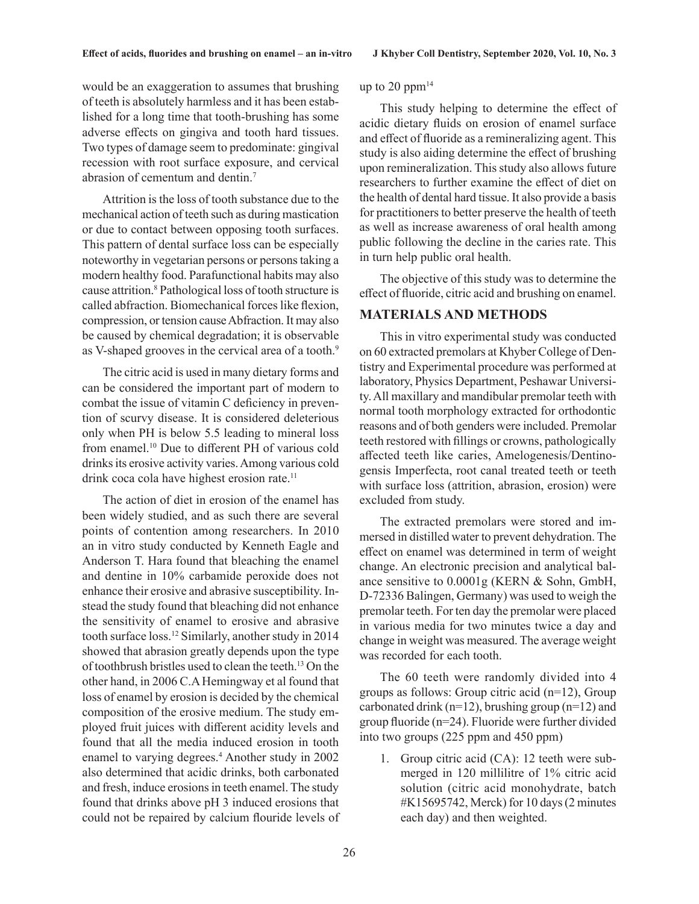would be an exaggeration to assumes that brushing of teeth is absolutely harmless and it has been established for a long time that tooth-brushing has some adverse effects on gingiva and tooth hard tissues. Two types of damage seem to predominate: gingival recession with root surface exposure, and cervical abrasion of cementum and dentin.[7]

Attrition is the loss of tooth substance due to the mechanical action of teeth such as during mastication or due to contact between opposing tooth surfaces. This pattern of dental surface loss can be especially noteworthy in vegetarian persons or persons taking a modern healthy food. Parafunctional habits may also cause attrition.[8] Pathological loss of tooth structure is called abfraction. Biomechanical forces like flexion, compression, or tension cause Abfraction. It may also be caused by chemical degradation; it is observable as V-shaped grooves in the cervical area of a tooth.[9]

The citric acid is used in many dietary forms and can be considered the important part of modern to combat the issue of vitamin C deficiency in prevention of scurvy disease. It is considered deleterious only when PH is below 5.5 leading to mineral loss from enamel.[10] Due to different PH of various cold drinks its erosive activity varies. Among various cold drink coca cola have highest erosion rate.[11]

The action of diet in erosion of the enamel has been widely studied, and as such there are several points of contention among researchers. In 2010 an in vitro study conducted by Kenneth Eagle and Anderson T. Hara found that bleaching the enamel and dentine in 10% carbamide peroxide does not enhance their erosive and abrasive susceptibility. Instead the study found that bleaching did not enhance the sensitivity of enamel to erosive and abrasive tooth surface loss.[12] Similarly, another study in 2014 showed that abrasion greatly depends upon the type of toothbrush bristles used to clean the teeth.[13] On the other hand, in 2006 C.A Hemingway et al found that loss of enamel by erosion is decided by the chemical composition of the erosive medium. The study employed fruit juices with different acidity levels and found that all the media induced erosion in tooth enamel to varying degrees.[4] Another study in 2002 also determined that acidic drinks, both carbonated and fresh, induce erosions in teeth enamel. The study found that drinks above pH 3 induced erosions that could not be repaired by calcium flouride levels of up to 20 ppm[14]

This study helping to determine the effect of acidic dietary fluids on erosion of enamel surface and effect of fluoride as a remineralizing agent. This study is also aiding determine the effect of brushing upon remineralization. This study also allows future researchers to further examine the effect of diet on the health of dental hard tissue. It also provide a basis for practitioners to better preserve the health of teeth as well as increase awareness of oral health among public following the decline in the caries rate. This in turn help public oral health.

The objective of this study was to determine the effect of fluoride, citric acid and brushing on enamel.

## MATERIALS AND METHODS

This in vitro experimental study was conducted on 60 extracted premolars at Khyber College of Dentistry and Experimental procedure was performed at laboratory, Physics Department, Peshawar University. All maxillary and mandibular premolar teeth with normal tooth morphology extracted for orthodontic reasons and of both genders were included. Premolar teeth restored with fillings or crowns, pathologically affected teeth like caries, Amelogenesis/Dentinogensis Imperfecta, root canal treated teeth or teeth with surface loss (attrition, abrasion, erosion) were excluded from study.

The extracted premolars were stored and immersed in distilled water to prevent dehydration. The effect on enamel was determined in term of weight change. An electronic precision and analytical balance sensitive to 0.0001g (KERN & Sohn, GmbH, D-72336 Balingen, Germany) was used to weigh the premolar teeth. For ten day the premolar were placed in various media for two minutes twice a day and change in weight was measured. The average weight was recorded for each tooth.

The 60 teeth were randomly divided into 4 groups as follows: Group citric acid (n=12), Group carbonated drink (n=12), brushing group (n=12) and group fluoride (n=24). Fluoride were further divided into two groups (225 ppm and 450 ppm)

1. Group citric acid (CA): 12 teeth were submerged in 120 millilitre of 1% citric acid solution (citric acid monohydrate, batch #K15695742, Merck) for 10 days (2 minutes each day) and then weighted.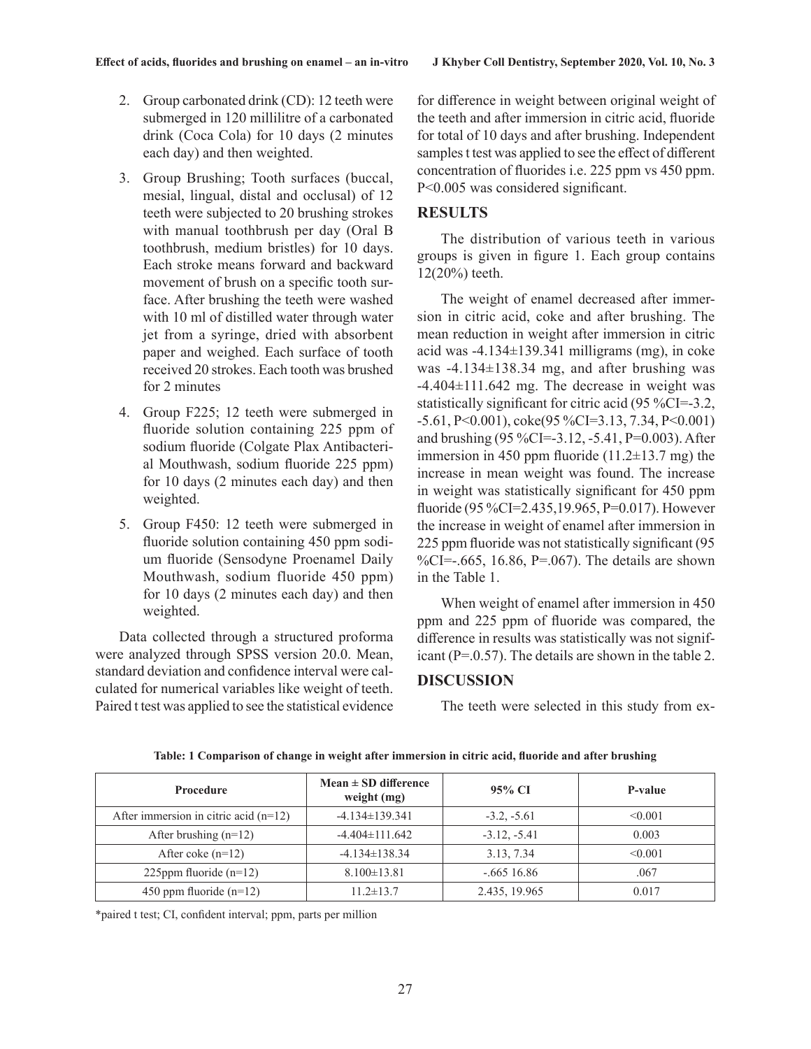2. Group carbonated drink (CD): 12 teeth were submerged in 120 millilitre of a carbonated drink (Coca Cola) for 10 days (2 minutes each day) and then weighted.

3. Group Brushing; Tooth surfaces (buccal, mesial, lingual, distal and occlusal) of 12 teeth were subjected to 20 brushing strokes with manual toothbrush per day (Oral B toothbrush, medium bristles) for 10 days. Each stroke means forward and backward movement of brush on a specific tooth surface. After brushing the teeth were washed with 10 ml of distilled water through water jet from a syringe, dried with absorbent paper and weighed. Each surface of tooth received 20 strokes. Each tooth was brushed for 2 minutes

4. Group F225; 12 teeth were submerged in fluoride solution containing 225 ppm of sodium fluoride (Colgate Plax Antibacterial Mouthwash, sodium fluoride 225 ppm) for 10 days (2 minutes each day) and then weighted.

5. Group F450: 12 teeth were submerged in fluoride solution containing 450 ppm sodium fluoride (Sensodyne Proenamel Daily Mouthwash, sodium fluoride 450 ppm) for 10 days (2 minutes each day) and then weighted.

Data collected through a structured proforma were analyzed through SPSS version 20.0. Mean, standard deviation and confidence interval were calculated for numerical variables like weight of teeth. Paired t test was applied to see the statistical evidence for difference in weight between original weight of the teeth and after immersion in citric acid, fluoride for total of 10 days and after brushing. Independent samples t test was applied to see the effect of different concentration of fluorides i.e. 225 ppm vs 450 ppm. P<0.005 was considered significant.

## RESULTS

The distribution of various teeth in various groups is given in figure 1. Each group contains 12(20%) teeth.

The weight of enamel decreased after immersion in citric acid, coke and after brushing. The mean reduction in weight after immersion in citric acid was -4.134±139.341 milligrams (mg), in coke was -4.134±138.34 mg, and after brushing was -4.404±111.642 mg. The decrease in weight was statistically significant for citric acid (95 %CI=-3.2, -5.61, P<0.001), coke(95 %CI=3.13, 7.34, P<0.001) and brushing (95 %CI=-3.12, -5.41, P=0.003). After immersion in 450 ppm fluoride (11.2±13.7 mg) the increase in mean weight was found. The increase in weight was statistically significant for 450 ppm fluoride (95 %CI=2.435,19.965, P=0.017). However the increase in weight of enamel after immersion in 225 ppm fluoride was not statistically significant (95 %CI=-.665, 16.86, P=.067). The details are shown in the Table 1.

When weight of enamel after immersion in 450 ppm and 225 ppm of fluoride was compared, the difference in results was statistically was not significant (P=.0.57). The details are shown in the table 2.

## DISCUSSION

The teeth were selected in this study from ex-

**Table: 1 Comparison of change in weight after immersion in citric acid, fluoride and after brushing**

| Procedure | Mean ± SD difference weight (mg) | 95% CI | P-value |
|---|---|---|---|
| After immersion in citric acid (n=12) | -4.134±139.341 | -3.2, -5.61 | <0.001 |
| After brushing (n=12) | -4.404±111.642 | -3.12, -5.41 | 0.003 |
| After coke (n=12) | -4.134±138.34 | 3.13, 7.34 | <0.001 |
| 225ppm fluoride (n=12) | 8.100±13.81 | -.665 16.86 | .067 |
| 450 ppm fluoride (n=12) | 11.2±13.7 | 2.435, 19.965 | 0.017 |

*paired t test; CI, confident interval; ppm, parts per million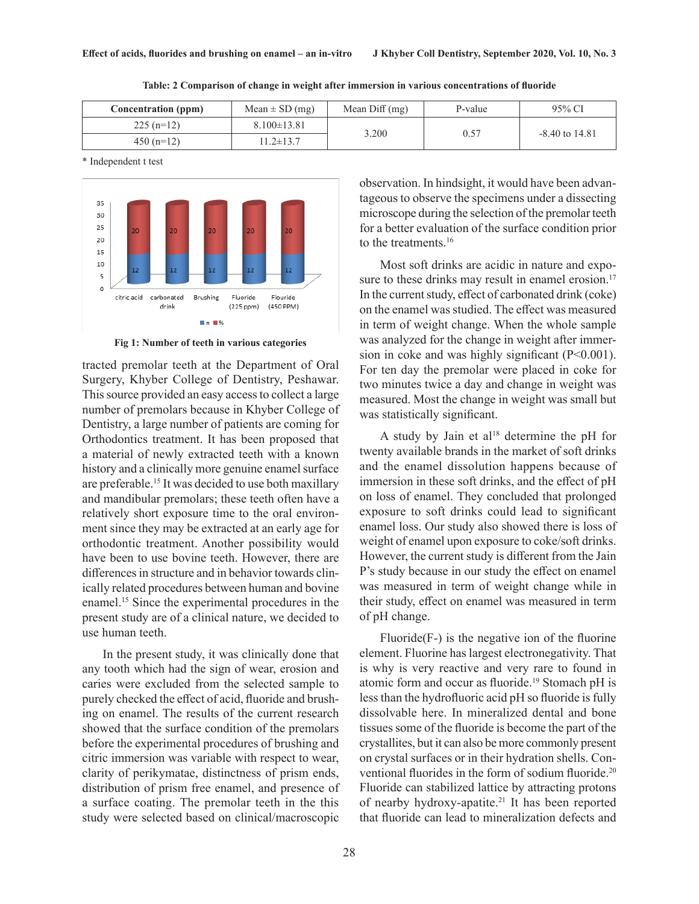Table: 2 Comparison of change in weight after immersion in various concentrations of fluoride

| Concentration (ppm) | Mean ± SD (mg) | Mean Diff (mg) | P-value | 95% CI |
|---|---|---|---|---|
| 225 (n=12) | 8.100±13.81 | 3.200 | 0.57 | -8.40 to 14.81 |
| 450 (n=12) | 11.2±13.7 | | | |

\* Independent t test

35
30
25
20
15
10
5
0

20 20 20 20 20

12 12 12 12 12

citric acid
carbonated drink
Brushing
Fluoride (225 ppm)
Flouride (450 PPM)

n %

Fig 1: Number of teeth in various categories

tracted premolar teeth at the Department of Oral Surgery, Khyber College of Dentistry, Peshawar. This source provided an easy access to collect a large number of premolars because in Khyber College of Dentistry, a large number of patients are coming for Orthodontics treatment. It has been proposed that a material of newly extracted teeth with a known history and a clinically more genuine enamel surface are preferable.[15] It was decided to use both maxillary and mandibular premolars; these teeth often have a relatively short exposure time to the oral environment since they may be extracted at an early age for orthodontic treatment. Another possibility would have been to use bovine teeth. However, there are differences in structure and in behavior towards clinically related procedures between human and bovine enamel.[15] Since the experimental procedures in the present study are of a clinical nature, we decided to use human teeth.

In the present study, it was clinically done that any tooth which had the sign of wear, erosion and caries were excluded from the selected sample to purely checked the effect of acid, fluoride and brushing on enamel. The results of the current research showed that the surface condition of the premolars before the experimental procedures of brushing and citric immersion was variable with respect to wear, clarity of perikymatae, distinctness of prism ends, distribution of prism free enamel, and presence of a surface coating. The premolar teeth in the this study were selected based on clinical/macroscopic observation. In hindsight, it would have been advantageous to observe the specimens under a dissecting microscope during the selection of the premolar teeth for a better evaluation of the surface condition prior to the treatments.[16]

Most soft drinks are acidic in nature and exposure to these drinks may result in enamel erosion.[17] In the current study, effect of carbonated drink (coke) on the enamel was studied. The effect was measured in term of weight change. When the whole sample was analyzed for the change in weight after immersion in coke and was highly significant (P<0.001). For ten day the premolar were placed in coke for two minutes twice a day and change in weight was measured. Most the change in weight was small but was statistically significant.

A study by Jain et al[18] determine the pH for twenty available brands in the market of soft drinks and the enamel dissolution happens because of immersion in these soft drinks, and the effect of pH on loss of enamel. They concluded that prolonged exposure to soft drinks could lead to significant enamel loss. Our study also showed there is loss of weight of enamel upon exposure to coke/soft drinks. However, the current study is different from the Jain P's study because in our study the effect on enamel was measured in term of weight change while in their study, effect on enamel was measured in term of pH change.

Fluoride(F-) is the negative ion of the fluorine element. Fluorine has largest electronegativity. That is why is very reactive and very rare to found in atomic form and occur as fluoride.[19] Stomach pH is less than the hydrofluoric acid pH so fluoride is fully dissolvable here. In mineralized dental and bone tissues some of the fluoride is become the part of the crystallites, but it can also be more commonly present on crystal surfaces or in their hydration shells. Conventional fluorides in the form of sodium fluoride.[20] Fluoride can stabilized lattice by attracting protons of nearby hydroxy-apatite.[21] It has been reported that fluoride can lead to mineralization defects and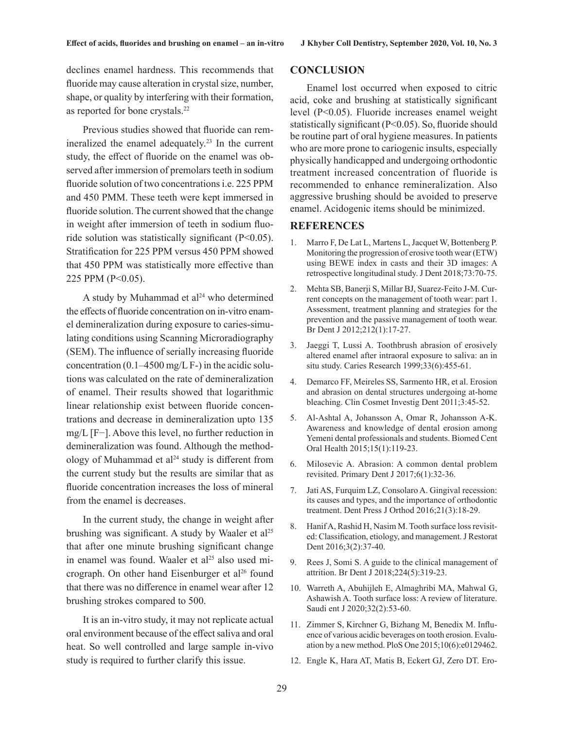declines enamel hardness. This recommends that fluoride may cause alteration in crystal size, number, shape, or quality by interfering with their formation, as reported for bone crystals.[22]

Previous studies showed that fluoride can remineralized the enamel adequately.[23] In the current study, the effect of fluoride on the enamel was observed after immersion of premolars teeth in sodium fluoride solution of two concentrations i.e. 225 PPM and 450 PMM. These teeth were kept immersed in fluoride solution. The current showed that the change in weight after immersion of teeth in sodium fluoride solution was statistically significant ($P<0.05$). Stratification for 225 PPM versus 450 PPM showed that 450 PPM was statistically more effective than 225 PPM ($P<0.05$).

A study by Muhammad et al[24] who determined the effects of fluoride concentration on in-vitro enamel demineralization during exposure to caries-simulating conditions using Scanning Microradiography (SEM). The influence of serially increasing fluoride concentration (0.1–4500 mg/L $F^-$) in the acidic solutions was calculated on the rate of demineralization of enamel. Their results showed that logarithmic linear relationship exist between fluoride concentrations and decrease in demineralization upto 135 mg/L [$F^-$]. Above this level, no further reduction in demineralization was found. Although the methodology of Muhammad et al[24] study is different from the current study but the results are similar that as fluoride concentration increases the loss of mineral from the enamel is decreases.

In the current study, the change in weight after brushing was significant. A study by Waaler et al[25] that after one minute brushing significant change in enamel was found. Waaler et al[25] also used micrograph. On other hand Eisenburger et al[26] found that there was no difference in enamel wear after 12 brushing strokes compared to 500.

It is an in-vitro study, it may not replicate actual oral environment because of the effect saliva and oral heat. So well controlled and large sample in-vivo study is required to further clarify this issue.

## CONCLUSION

Enamel lost occurred when exposed to citric acid, coke and brushing at statistically significant level ($P<0.05$). Fluoride increases enamel weight statistically significant ($P<0.05$). So, fluoride should be routine part of oral hygiene measures. In patients who are more prone to cariogenic insults, especially physically handicapped and undergoing orthodontic treatment increased concentration of fluoride is recommended to enhance remineralization. Also aggressive brushing should be avoided to preserve enamel. Acidogenic items should be minimized.

## REFERENCES

1. Marro F, De Lat L, Martens L, Jacquet W, Bottenberg P. Monitoring the progression of erosive tooth wear (ETW) using BEWE index in casts and their 3D images: A retrospective longitudinal study. J Dent 2018;73:70-75.
2. Mehta SB, Banerji S, Millar BJ, Suarez-Feito J-M. Current concepts on the management of tooth wear: part 1. Assessment, treatment planning and strategies for the prevention and the passive management of tooth wear. Br Dent J 2012;212(1):17-27.
3. Jaeggi T, Lussi A. Toothbrush abrasion of erosively altered enamel after intraoral exposure to saliva: an in situ study. Caries Research 1999;33(6):455-61.
4. Demarco FF, Meireles SS, Sarmento HR, et al. Erosion and abrasion on dental structures undergoing at-home bleaching. Clin Cosmet Investig Dent 2011;3:45-52.
5. Al-Ashtal A, Johansson A, Omar R, Johansson A-K. Awareness and knowledge of dental erosion among Yemeni dental professionals and students. Biomed Cent Oral Health 2015;15(1):119-23.
6. Milosevic A. Abrasion: A common dental problem revisited. Primary Dent J 2017;6(1):32-36.
7. Jati AS, Furquim LZ, Consolaro A. Gingival recession: its causes and types, and the importance of orthodontic treatment. Dent Press J Orthod 2016;21(3):18-29.
8. Hanif A, Rashid H, Nasim M. Tooth surface loss revisited: Classification, etiology, and management. J Restorat Dent 2016;3(2):37-40.
9. Rees J, Somi S. A guide to the clinical management of attrition. Br Dent J 2018;224(5):319-23.
10. Warreth A, Abuhijleh E, Almaghribi MA, Mahwal G, Ashawish A. Tooth surface loss: A review of literature. Saudi ent J 2020;32(2):53-60.
11. Zimmer S, Kirchner G, Bizhang M, Benedix M. Influence of various acidic beverages on tooth erosion. Evaluation by a new method. PloS One 2015;10(6):e0129462.
12. Engle K, Hara AT, Matis B, Eckert GJ, Zero DT. Ero-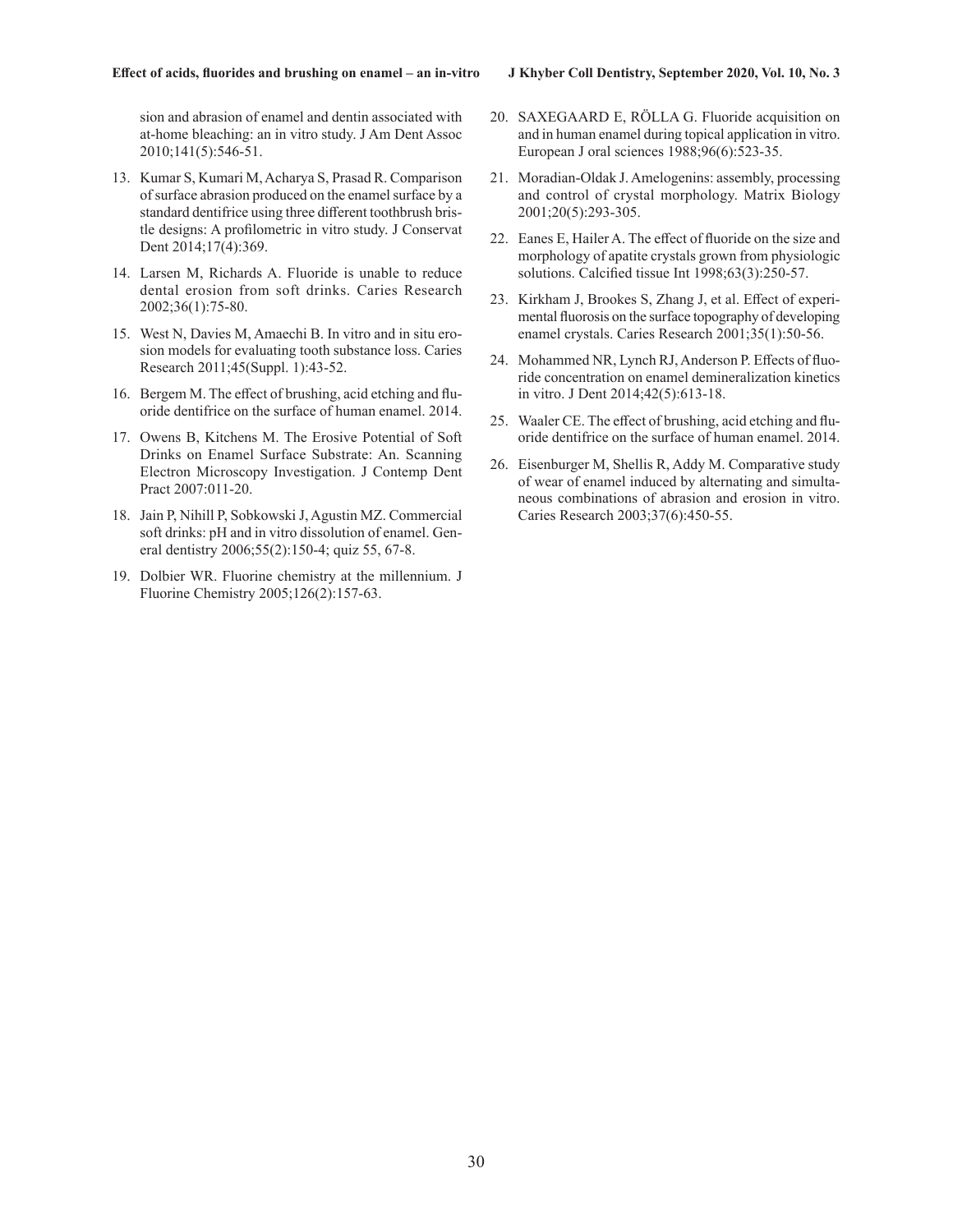sion and abrasion of enamel and dentin associated with at-home bleaching: an in vitro study. J Am Dent Assoc 2010;141(5):546-51.

13. Kumar S, Kumari M, Acharya S, Prasad R. Comparison of surface abrasion produced on the enamel surface by a standard dentifrice using three different toothbrush bristle designs: A profilometric in vitro study. J Conservat Dent 2014;17(4):369.
14. Larsen M, Richards A. Fluoride is unable to reduce dental erosion from soft drinks. Caries Research 2002;36(1):75-80.
15. West N, Davies M, Amaechi B. In vitro and in situ erosion models for evaluating tooth substance loss. Caries Research 2011;45(Suppl. 1):43-52.
16. Bergem M. The effect of brushing, acid etching and fluoride dentifrice on the surface of human enamel. 2014.
17. Owens B, Kitchens M. The Erosive Potential of Soft Drinks on Enamel Surface Substrate: An. Scanning Electron Microscopy Investigation. J Contemp Dent Pract 2007:011-20.
18. Jain P, Nihill P, Sobkowski J, Agustin MZ. Commercial soft drinks: pH and in vitro dissolution of enamel. General dentistry 2006;55(2):150-4; quiz 55, 67-8.
19. Dolbier WR. Fluorine chemistry at the millennium. J Fluorine Chemistry 2005;126(2):157-63.
20. SAXEGAARD E, RÖLLA G. Fluoride acquisition on and in human enamel during topical application in vitro. European J oral sciences 1988;96(6):523-35.
21. Moradian-Oldak J. Amelogenins: assembly, processing and control of crystal morphology. Matrix Biology 2001;20(5):293-305.
22. Eanes E, Hailer A. The effect of fluoride on the size and morphology of apatite crystals grown from physiologic solutions. Calcified tissue Int 1998;63(3):250-57.
23. Kirkham J, Brookes S, Zhang J, et al. Effect of experimental fluorosis on the surface topography of developing enamel crystals. Caries Research 2001;35(1):50-56.
24. Mohammed NR, Lynch RJ, Anderson P. Effects of fluoride concentration on enamel demineralization kinetics in vitro. J Dent 2014;42(5):613-18.
25. Waaler CE. The effect of brushing, acid etching and fluoride dentifrice on the surface of human enamel. 2014.
26. Eisenburger M, Shellis R, Addy M. Comparative study of wear of enamel induced by alternating and simultaneous combinations of abrasion and erosion in vitro. Caries Research 2003;37(6):450-55.